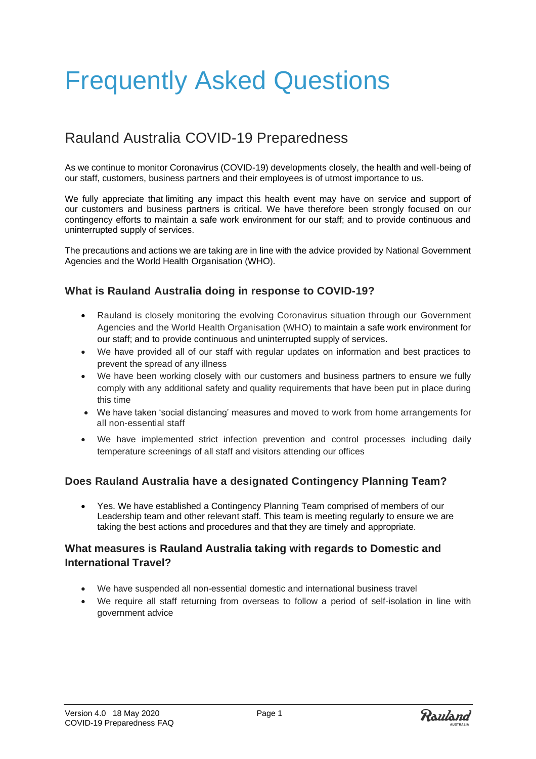# Frequently Asked Questions

## Rauland Australia COVID-19 Preparedness

As we continue to monitor Coronavirus (COVID-19) developments closely, the health and well-being of our staff, customers, business partners and their employees is of utmost importance to us.

We fully appreciate that limiting any impact this health event may have on service and support of our customers and business partners is critical. We have therefore been strongly focused on our contingency efforts to maintain a safe work environment for our staff; and to provide continuous and uninterrupted supply of services.

The precautions and actions we are taking are in line with the advice provided by National Government Agencies and the World Health Organisation (WHO).

### What is Rauland Australia doing in response to COVID-19?

- Rauland is closely monitoring the evolving Coronavirus situation through our Government Agencies and the World Health Organisation (WHO) to maintain a safe work environment for our staff; and to provide continuous and uninterrupted supply of services.
- We have provided all of our staff with regular updates on information and best practices to prevent the spread of any illness
- We have been working closely with our customers and business partners to ensure we fully comply with any additional safety and quality requirements that have been put in place during this time
- We have taken 'social distancing' measures and moved to work from home arrangements for all non-essential staff
- We have implemented strict infection prevention and control processes including daily temperature screenings of all staff and visitors attending our offices

### Does Rauland Australia have a designated Contingency Planning Team?

- Yes. We have established a Contingency Planning Team comprised of members of our Leadership team and other relevant staff. This team is meeting regularly to ensure we are taking the best actions and procedures and that they are timely and appropriate.

### What measures is Rauland Australia taking with regards to Domestic and International Travel?

- We have suspended all non-essential domestic and international business travel
- We require all staff returning from overseas to follow a period of self-isolation in line with government advice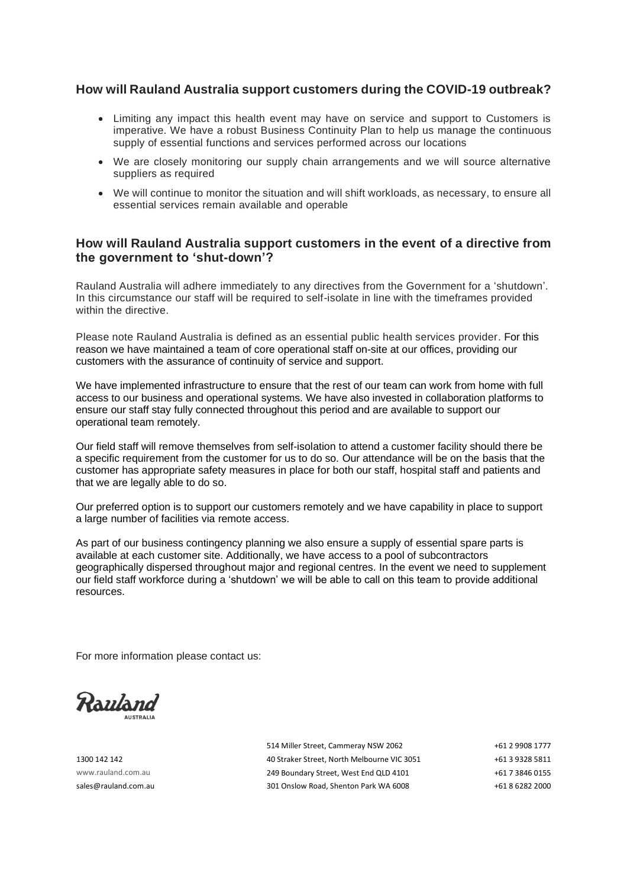## How will Rauland Australia support customers during the COVID-19 outbreak?

- Limiting any impact this health event may have on service and support to Customers is imperative. We have a robust Business Continuity Plan to help us manage the continuous supply of essential functions and services performed across our locations
- We are closely monitoring our supply chain arrangements and we will source alternative suppliers as required
- We will continue to monitor the situation and will shift workloads, as necessary, to ensure all essential services remain available and operable

## How will Rauland Australia support customers in the event of a directive from the government to 'shut-down'?

Rauland Australia will adhere immediately to any directives from the Government for a 'shutdown'. In this circumstance our staff will be required to self-isolate in line with the timeframes provided within the directive.

Please note Rauland Australia is defined as an essential public health services provider. For this reason we have maintained a team of core operational staff on-site at our offices, providing our customers with the assurance of continuity of service and support.

We have implemented infrastructure to ensure that the rest of our team can work from home with full access to our business and operational systems. We have also invested in collaboration platforms to ensure our staff stay fully connected throughout this period and are available to support our operational team remotely.

Our field staff will remove themselves from self-isolation to attend a customer facility should there be a specific requirement from the customer for us to do so. Our attendance will be on the basis that the customer has appropriate safety measures in place for both our staff, hospital staff and patients and that we are legally able to do so.

Our preferred option is to support our customers remotely and we have capability in place to support a large number of facilities via remote access.

As part of our business contingency planning we also ensure a supply of essential spare parts is available at each customer site. Additionally, we have access to a pool of subcontractors geographically dispersed throughout major and regional centres. In the event we need to supplement our field staff workforce during a 'shutdown' we will be able to call on this team to provide additional resources.

For more information please contact us:

Rauland
AUSTRALIA

| | | |
|---|---|---|
| | 514 Miller Street, Cammeray NSW 2062 | +61 2 9908 1777 |
| 1300 142 142 | 40 Straker Street, North Melbourne VIC 3051 | +61 3 9328 5811 |
| www.rauland.com.au | 249 Boundary Street, West End QLD 4101 | +61 7 3846 0155 |
| sales@rauland.com.au | 301 Onslow Road, Shenton Park WA 6008 | +61 8 6282 2000 |